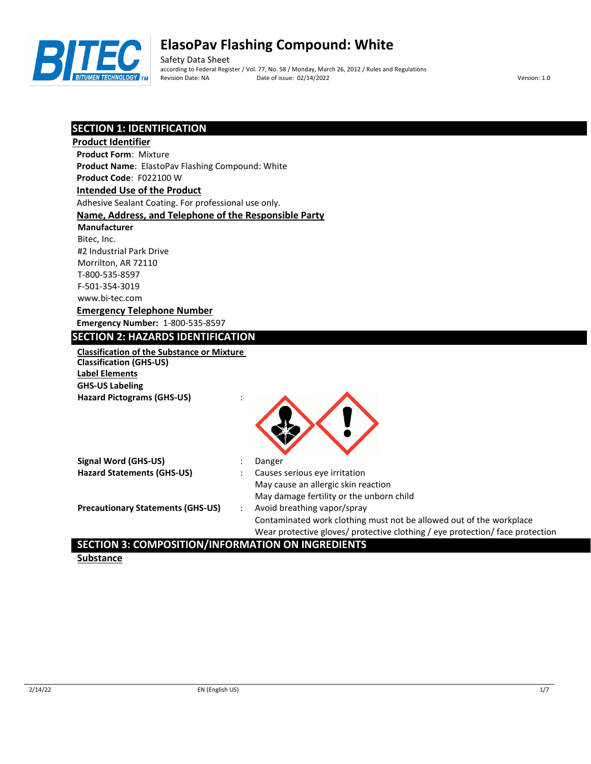# ElasoPav Flashing Compound: White

Safety Data Sheet
according to Federal Register / Vol. 77, No. 58 / Monday, March 26, 2012 / Rules and Regulations
Revision Date: NA    Date of issue: 02/14/2022    Version: 1.0

## SECTION 1: IDENTIFICATION

### Product Identifier

**Product Form**: Mixture
**Product Name**: ElastoPav Flashing Compound: White
**Product Code**: F022100 W

### Intended Use of the Product

Adhesive Sealant Coating. For professional use only.

### Name, Address, and Telephone of the Responsible Party

**Manufacturer**
Bitec, Inc.
#2 Industrial Park Drive
Morrilton, AR 72110
T-800-535-8597
F-501-354-3019
www.bi-tec.com

### Emergency Telephone Number

**Emergency Number:** 1-800-535-8597

## SECTION 2: HAZARDS IDENTIFICATION

### Classification of the Substance or Mixture

**Classification (GHS-US)**

### Label Elements

**GHS-US Labeling**

**Hazard Pictograms (GHS-US)** :

**Signal Word (GHS-US)** : Danger

**Hazard Statements (GHS-US)** : Causes serious eye irritation
May cause an allergic skin reaction
May damage fertility or the unborn child

**Precautionary Statements (GHS-US)** : Avoid breathing vapor/spray
Contaminated work clothing must not be allowed out of the workplace
Wear protective gloves/ protective clothing / eye protection/ face protection

## SECTION 3: COMPOSITION/INFORMATION ON INGREDIENTS

### Substance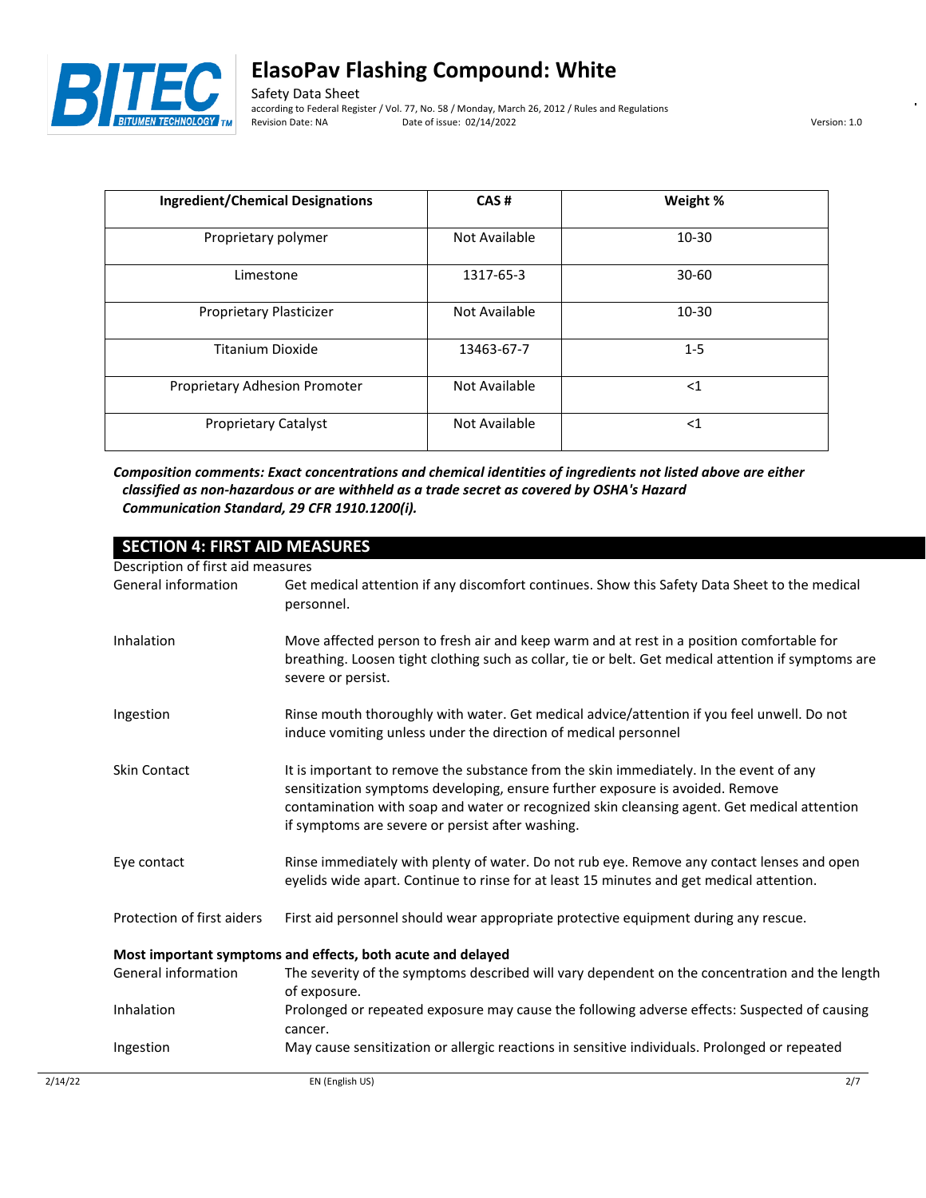| Ingredient/Chemical Designations | CAS # | Weight % |
| --- | --- | --- |
| Proprietary polymer | Not Available | 10-30 |
| Limestone | 1317-65-3 | 30-60 |
| Proprietary Plasticizer | Not Available | 10-30 |
| Titanium Dioxide | 13463-67-7 | 1-5 |
| Proprietary Adhesion Promoter | Not Available | <1 |
| Proprietary Catalyst | Not Available | <1 |

***Composition comments: Exact concentrations and chemical identities of ingredients not listed above are either classified as non-hazardous or are withheld as a trade secret as covered by OSHA's Hazard Communication Standard, 29 CFR 1910.1200(i).***

## SECTION 4: FIRST AID MEASURES

Description of first aid measures

| | |
| --- | --- |
| General information | Get medical attention if any discomfort continues. Show this Safety Data Sheet to the medical personnel. |
| Inhalation | Move affected person to fresh air and keep warm and at rest in a position comfortable for breathing. Loosen tight clothing such as collar, tie or belt. Get medical attention if symptoms are severe or persist. |
| Ingestion | Rinse mouth thoroughly with water. Get medical advice/attention if you feel unwell. Do not induce vomiting unless under the direction of medical personnel |
| Skin Contact | It is important to remove the substance from the skin immediately. In the event of any sensitization symptoms developing, ensure further exposure is avoided. Remove contamination with soap and water or recognized skin cleansing agent. Get medical attention if symptoms are severe or persist after washing. |
| Eye contact | Rinse immediately with plenty of water. Do not rub eye. Remove any contact lenses and open eyelids wide apart. Continue to rinse for at least 15 minutes and get medical attention. |
| Protection of first aiders | First aid personnel should wear appropriate protective equipment during any rescue. |

**Most important symptoms and effects, both acute and delayed**

| | |
| --- | --- |
| General information | The severity of the symptoms described will vary dependent on the concentration and the length of exposure. |
| Inhalation | Prolonged or repeated exposure may cause the following adverse effects: Suspected of causing cancer. |
| Ingestion | May cause sensitization or allergic reactions in sensitive individuals. Prolonged or repeated |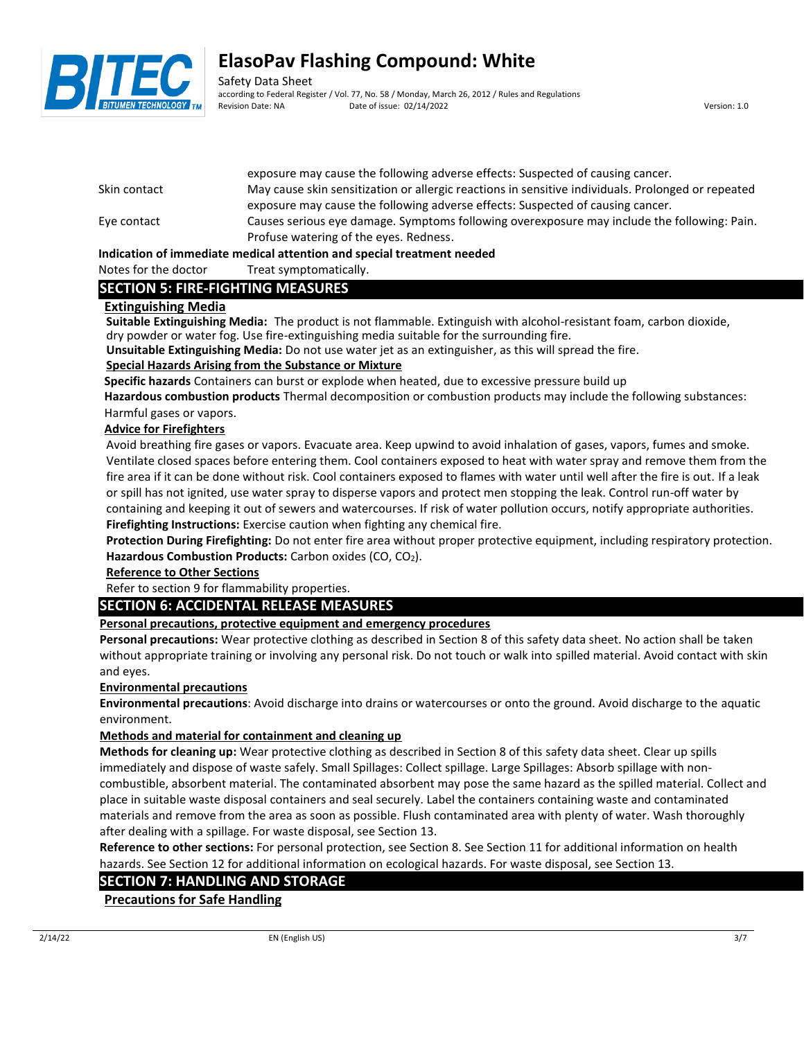exposure may cause the following adverse effects: Suspected of causing cancer.

Skin contact May cause skin sensitization or allergic reactions in sensitive individuals. Prolonged or repeated exposure may cause the following adverse effects: Suspected of causing cancer.

Eye contact Causes serious eye damage. Symptoms following overexposure may include the following: Pain. Profuse watering of the eyes. Redness.

**Indication of immediate medical attention and special treatment needed**

Notes for the doctor Treat symptomatically.

## SECTION 5: FIRE-FIGHTING MEASURES

**Extinguishing Media**

**Suitable Extinguishing Media:** The product is not flammable. Extinguish with alcohol-resistant foam, carbon dioxide, dry powder or water fog. Use fire-extinguishing media suitable for the surrounding fire.

**Unsuitable Extinguishing Media:** Do not use water jet as an extinguisher, as this will spread the fire.

**Special Hazards Arising from the Substance or Mixture**

**Specific hazards** Containers can burst or explode when heated, due to excessive pressure build up

**Hazardous combustion products** Thermal decomposition or combustion products may include the following substances: Harmful gases or vapors.

**Advice for Firefighters**

Avoid breathing fire gases or vapors. Evacuate area. Keep upwind to avoid inhalation of gases, vapors, fumes and smoke. Ventilate closed spaces before entering them. Cool containers exposed to heat with water spray and remove them from the fire area if it can be done without risk. Cool containers exposed to flames with water until well after the fire is out. If a leak or spill has not ignited, use water spray to disperse vapors and protect men stopping the leak. Control run-off water by containing and keeping it out of sewers and watercourses. If risk of water pollution occurs, notify appropriate authorities.

**Firefighting Instructions:** Exercise caution when fighting any chemical fire.

**Protection During Firefighting:** Do not enter fire area without proper protective equipment, including respiratory protection.

**Hazardous Combustion Products:** Carbon oxides (CO, $CO_2$).

**Reference to Other Sections**

Refer to section 9 for flammability properties.

## SECTION 6: ACCIDENTAL RELEASE MEASURES

**Personal precautions, protective equipment and emergency procedures**

**Personal precautions:** Wear protective clothing as described in Section 8 of this safety data sheet. No action shall be taken without appropriate training or involving any personal risk. Do not touch or walk into spilled material. Avoid contact with skin and eyes.

**Environmental precautions**

**Environmental precautions**: Avoid discharge into drains or watercourses or onto the ground. Avoid discharge to the aquatic environment.

**Methods and material for containment and cleaning up**

**Methods for cleaning up:** Wear protective clothing as described in Section 8 of this safety data sheet. Clear up spills immediately and dispose of waste safely. Small Spillages: Collect spillage. Large Spillages: Absorb spillage with non-combustible, absorbent material. The contaminated absorbent may pose the same hazard as the spilled material. Collect and place in suitable waste disposal containers and seal securely. Label the containers containing waste and contaminated materials and remove from the area as soon as possible. Flush contaminated area with plenty of water. Wash thoroughly after dealing with a spillage. For waste disposal, see Section 13.

**Reference to other sections:** For personal protection, see Section 8. See Section 11 for additional information on health hazards. See Section 12 for additional information on ecological hazards. For waste disposal, see Section 13.

## SECTION 7: HANDLING AND STORAGE

**Precautions for Safe Handling**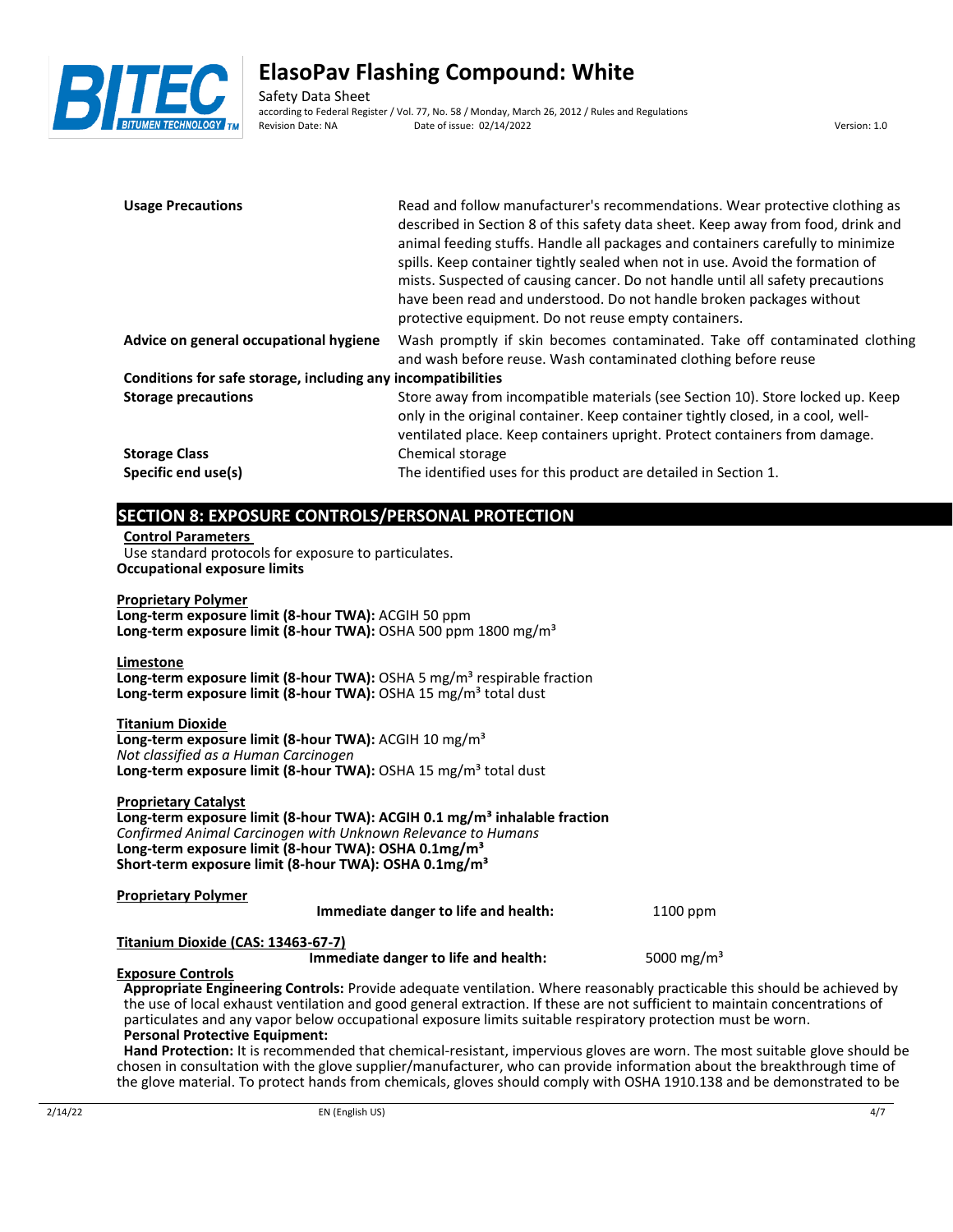| | |
|---|---|
| **Usage Precautions** | Read and follow manufacturer's recommendations. Wear protective clothing as described in Section 8 of this safety data sheet. Keep away from food, drink and animal feeding stuffs. Handle all packages and containers carefully to minimize spills. Keep container tightly sealed when not in use. Avoid the formation of mists. Suspected of causing cancer. Do not handle until all safety precautions have been read and understood. Do not handle broken packages without protective equipment. Do not reuse empty containers. |
| **Advice on general occupational hygiene** | Wash promptly if skin becomes contaminated. Take off contaminated clothing and wash before reuse. Wash contaminated clothing before reuse |
| **Conditions for safe storage, including any incompatibilities** | |
| **Storage precautions** | Store away from incompatible materials (see Section 10). Store locked up. Keep only in the original container. Keep container tightly closed, in a cool, well-ventilated place. Keep containers upright. Protect containers from damage. |
| **Storage Class** | Chemical storage |
| **Specific end use(s)** | The identified uses for this product are detailed in Section 1. |

## SECTION 8: EXPOSURE CONTROLS/PERSONAL PROTECTION

**Control Parameters**

Use standard protocols for exposure to particulates.

**Occupational exposure limits**

**Proprietary Polymer**
**Long-term exposure limit (8-hour TWA):** ACGIH 50 ppm
**Long-term exposure limit (8-hour TWA):** OSHA 500 ppm 1800 mg/m³

**Limestone**
**Long-term exposure limit (8-hour TWA):** OSHA 5 mg/m³ respirable fraction
**Long-term exposure limit (8-hour TWA):** OSHA 15 mg/m³ total dust

**Titanium Dioxide**
**Long-term exposure limit (8-hour TWA):** ACGIH 10 mg/m³
*Not classified as a Human Carcinogen*
**Long-term exposure limit (8-hour TWA):** OSHA 15 mg/m³ total dust

**Proprietary Catalyst**
**Long-term exposure limit (8-hour TWA): ACGIH 0.1 mg/m³ inhalable fraction**
*Confirmed Animal Carcinogen with Unknown Relevance to Humans*
**Long-term exposure limit (8-hour TWA): OSHA 0.1mg/m³**
**Short-term exposure limit (8-hour TWA): OSHA 0.1mg/m³**

**Proprietary Polymer**

| | |
|---|---|
| **Immediate danger to life and health:** | 1100 ppm |

**Titanium Dioxide (CAS: 13463-67-7)**

| | |
|---|---|
| **Immediate danger to life and health:** | 5000 mg/m³ |

**Exposure Controls**

**Appropriate Engineering Controls:** Provide adequate ventilation. Where reasonably practicable this should be achieved by the use of local exhaust ventilation and good general extraction. If these are not sufficient to maintain concentrations of particulates and any vapor below occupational exposure limits suitable respiratory protection must be worn.

**Personal Protective Equipment:**

**Hand Protection:** It is recommended that chemical-resistant, impervious gloves are worn. The most suitable glove should be chosen in consultation with the glove supplier/manufacturer, who can provide information about the breakthrough time of the glove material. To protect hands from chemicals, gloves should comply with OSHA 1910.138 and be demonstrated to be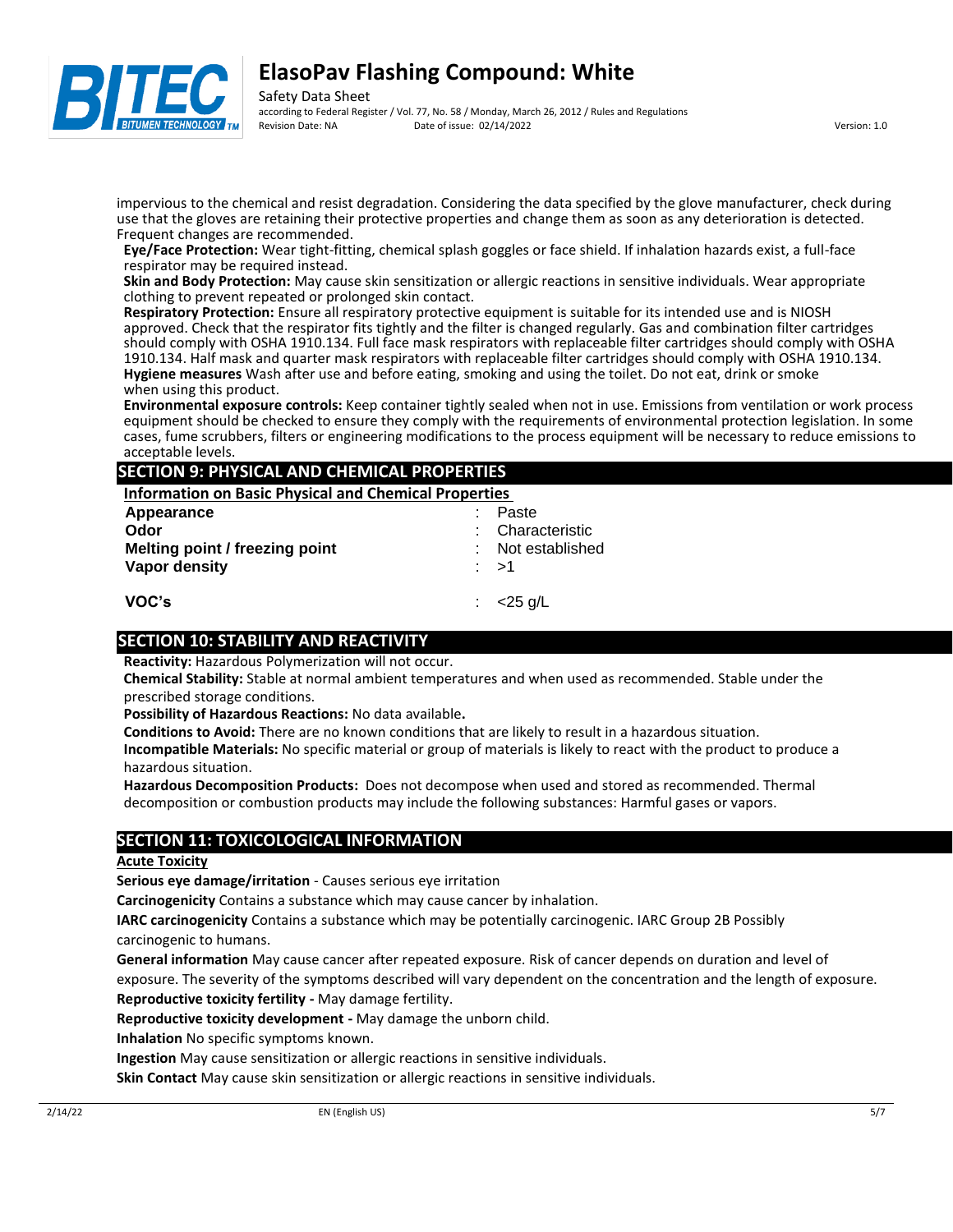impervious to the chemical and resist degradation. Considering the data specified by the glove manufacturer, check during use that the gloves are retaining their protective properties and change them as soon as any deterioration is detected. Frequent changes are recommended.

**Eye/Face Protection:** Wear tight-fitting, chemical splash goggles or face shield. If inhalation hazards exist, a full-face respirator may be required instead.

**Skin and Body Protection:** May cause skin sensitization or allergic reactions in sensitive individuals. Wear appropriate clothing to prevent repeated or prolonged skin contact.

**Respiratory Protection:** Ensure all respiratory protective equipment is suitable for its intended use and is NIOSH approved. Check that the respirator fits tightly and the filter is changed regularly. Gas and combination filter cartridges should comply with OSHA 1910.134. Full face mask respirators with replaceable filter cartridges should comply with OSHA 1910.134. Half mask and quarter mask respirators with replaceable filter cartridges should comply with OSHA 1910.134.

**Hygiene measures** Wash after use and before eating, smoking and using the toilet. Do not eat, drink or smoke when using this product.

**Environmental exposure controls:** Keep container tightly sealed when not in use. Emissions from ventilation or work process equipment should be checked to ensure they comply with the requirements of environmental protection legislation. In some cases, fume scrubbers, filters or engineering modifications to the process equipment will be necessary to reduce emissions to acceptable levels.

## SECTION 9: PHYSICAL AND CHEMICAL PROPERTIES

**Information on Basic Physical and Chemical Properties**

| | | |
|---|---|---|
| **Appearance** | : | Paste |
| **Odor** | : | Characteristic |
| **Melting point / freezing point** | : | Not established |
| **Vapor density** | : | >1 |
| **VOC's** | : | <25 g/L |

## SECTION 10: STABILITY AND REACTIVITY

**Reactivity:** Hazardous Polymerization will not occur.

**Chemical Stability:** Stable at normal ambient temperatures and when used as recommended. Stable under the prescribed storage conditions.

**Possibility of Hazardous Reactions:** No data available**.**

**Conditions to Avoid:** There are no known conditions that are likely to result in a hazardous situation.

**Incompatible Materials:** No specific material or group of materials is likely to react with the product to produce a hazardous situation.

**Hazardous Decomposition Products:** Does not decompose when used and stored as recommended. Thermal decomposition or combustion products may include the following substances: Harmful gases or vapors.

## SECTION 11: TOXICOLOGICAL INFORMATION

**Acute Toxicity**

**Serious eye damage/irritation** - Causes serious eye irritation

**Carcinogenicity** Contains a substance which may cause cancer by inhalation.

**IARC carcinogenicity** Contains a substance which may be potentially carcinogenic. IARC Group 2B Possibly carcinogenic to humans.

**General information** May cause cancer after repeated exposure. Risk of cancer depends on duration and level of exposure. The severity of the symptoms described will vary dependent on the concentration and the length of exposure.

**Reproductive toxicity fertility -** May damage fertility.

**Reproductive toxicity development -** May damage the unborn child.

**Inhalation** No specific symptoms known.

**Ingestion** May cause sensitization or allergic reactions in sensitive individuals.

**Skin Contact** May cause skin sensitization or allergic reactions in sensitive individuals.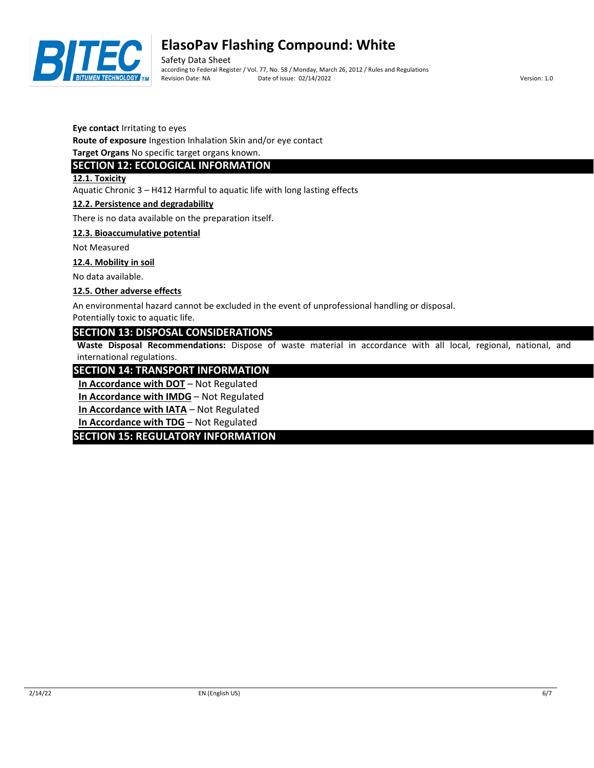**Eye contact** Irritating to eyes

**Route of exposure** Ingestion Inhalation Skin and/or eye contact

**Target Organs** No specific target organs known.

## SECTION 12: ECOLOGICAL INFORMATION

### 12.1. Toxicity

Aquatic Chronic 3 – H412 Harmful to aquatic life with long lasting effects

### 12.2. Persistence and degradability

There is no data available on the preparation itself.

### 12.3. Bioaccumulative potential

Not Measured

### 12.4. Mobility in soil

No data available.

### 12.5. Other adverse effects

An environmental hazard cannot be excluded in the event of unprofessional handling or disposal.
Potentially toxic to aquatic life.

## SECTION 13: DISPOSAL CONSIDERATIONS

**Waste Disposal Recommendations:** Dispose of waste material in accordance with all local, regional, national, and international regulations.

## SECTION 14: TRANSPORT INFORMATION

**In Accordance with DOT** – Not Regulated

**In Accordance with IMDG** – Not Regulated

**In Accordance with IATA** – Not Regulated

**In Accordance with TDG** – Not Regulated

## SECTION 15: REGULATORY INFORMATION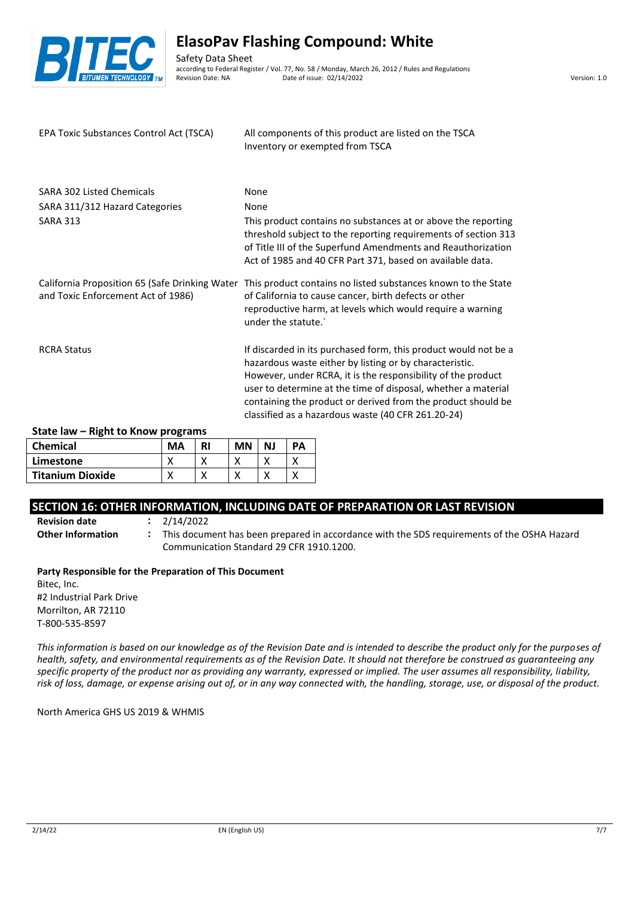| | |
|---|---|
| EPA Toxic Substances Control Act (TSCA) | All components of this product are listed on the TSCA Inventory or exempted from TSCA |
| SARA 302 Listed Chemicals | None |
| SARA 311/312 Hazard Categories | None |
| SARA 313 | This product contains no substances at or above the reporting threshold subject to the reporting requirements of section 313 of Title III of the Superfund Amendments and Reauthorization Act of 1985 and 40 CFR Part 371, based on available data. |
| California Proposition 65 (Safe Drinking Water and Toxic Enforcement Act of 1986) | This product contains no listed substances known to the State of California to cause cancer, birth defects or other reproductive harm, at levels which would require a warning under the statute.` |
| RCRA Status | If discarded in its purchased form, this product would not be a hazardous waste either by listing or by characteristic. However, under RCRA, it is the responsibility of the product user to determine at the time of disposal, whether a material containing the product or derived from the product should be classified as a hazardous waste (40 CFR 261.20-24) |

**State law – Right to Know programs**

| Chemical | MA | RI | MN | NJ | PA |
|---|---|---|---|---|---|
| Limestone | X | X | X | X | X |
| Titanium Dioxide | X | X | X | X | X |

## SECTION 16: OTHER INFORMATION, INCLUDING DATE OF PREPARATION OR LAST REVISION

**Revision date** : 2/14/2022

**Other Information** : This document has been prepared in accordance with the SDS requirements of the OSHA Hazard Communication Standard 29 CFR 1910.1200.

**Party Responsible for the Preparation of This Document**

Bitec, Inc.
#2 Industrial Park Drive
Morrilton, AR 72110
T-800-535-8597

*This information is based on our knowledge as of the Revision Date and is intended to describe the product only for the purposes of health, safety, and environmental requirements as of the Revision Date. It should not therefore be construed as guaranteeing any specific property of the product nor as providing any warranty, expressed or implied. The user assumes all responsibility, liability, risk of loss, damage, or expense arising out of, or in any way connected with, the handling, storage, use, or disposal of the product.*

North America GHS US 2019 & WHMIS